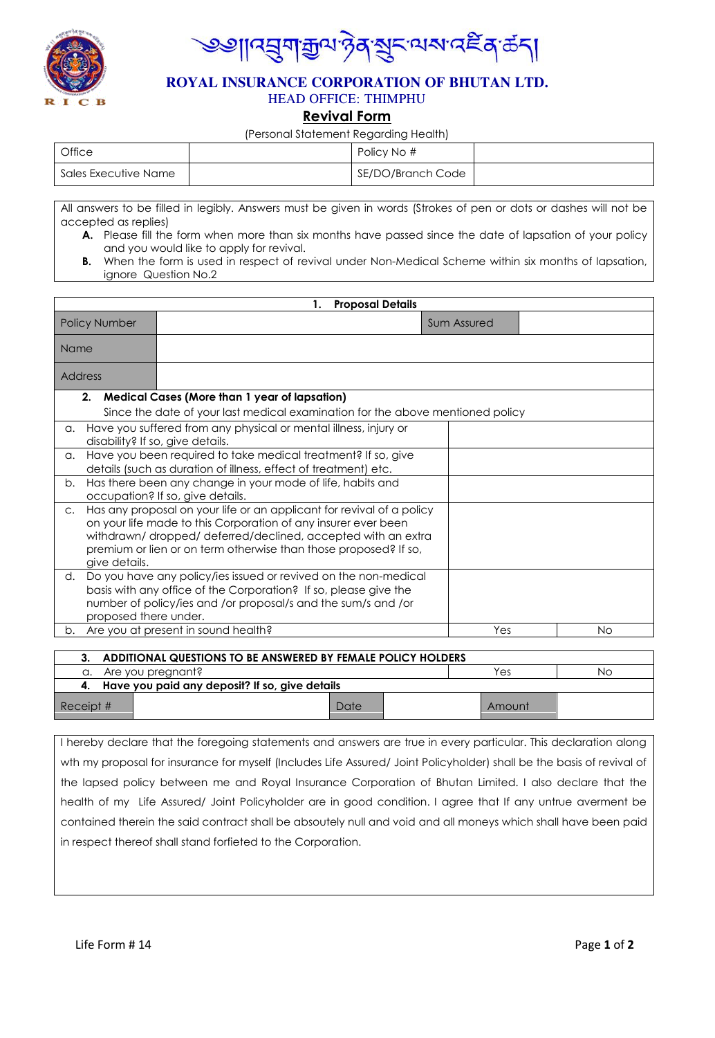༄༅།།འབྲུག་རྒྱལ་ཉེན་སྲུང་ལས་འཛིན་ཚད།

# ROYAL INSURANCE CORPORATION OF BHUTAN LTD.

HEAD OFFICE: THIMPHU

## Revival Form

(Personal Statement Regarding Health)

| Office | | Policy No # | |
|---|---|---|---|
| Sales Executive Name | | SE/DO/Branch Code | |

All answers to be filled in legibly. Answers must be given in words (Strokes of pen or dots or dashes will not be accepted as replies)

**A.** Please fill the form when more than six months have passed since the date of lapsation of your policy and you would like to apply for revival.

**B.** When the form is used in respect of revival under Non-Medical Scheme within six months of lapsation, ignore Question No.2

### 1. Proposal Details

| Policy Number | | Sum Assured | |
|---|---|---|---|
| Name | | | |
| Address | | | |

**2. Medical Cases (More than 1 year of lapsation)**

Since the date of your last medical examination for the above mentioned policy

| Question | Answer | |
|---|---|---|
| a. Have you suffered from any physical or mental illness, injury or disability? If so, give details. | | |
| a. Have you been required to take medical treatment? If so, give details (such as duration of illness, effect of treatment) etc. | | |
| b. Has there been any change in your mode of life, habits and occupation? If so, give details. | | |
| c. Has any proposal on your life or an applicant for revival of a policy on your life made to this Corporation of any insurer ever been withdrawn/ dropped/ deferred/declined, accepted with an extra premium or lien or on term otherwise than those proposed? If so, give details. | | |
| d. Do you have any policy/ies issued or revived on the non-medical basis with any office of the Corporation? If so, please give the number of policy/ies and /or proposal/s and the sum/s and /or proposed there under. | | |
| b. Are you at present in sound health? | Yes | No |

| **3. ADDITIONAL QUESTIONS TO BE ANSWERED BY FEMALE POLICY HOLDERS** | | | | | |
|---|---|---|---|---|---|
| a. Are you pregnant? | | | | Yes | No |
| **4. Have you paid any deposit? If so, give details** | | | | | |
| Receipt # | | Date | | Amount | |

I hereby declare that the foregoing statements and answers are true in every particular. This declaration along wth my proposal for insurance for myself (Includes Life Assured/ Joint Policyholder) shall be the basis of revival of the lapsed policy between me and Royal Insurance Corporation of Bhutan Limited. I also declare that the health of my Life Assured/ Joint Policyholder are in good condition. I agree that If any untrue averment be contained therein the said contract shall be absoutely null and void and all moneys which shall have been paid in respect thereof shall stand forfieted to the Corporation.

Life Form # 14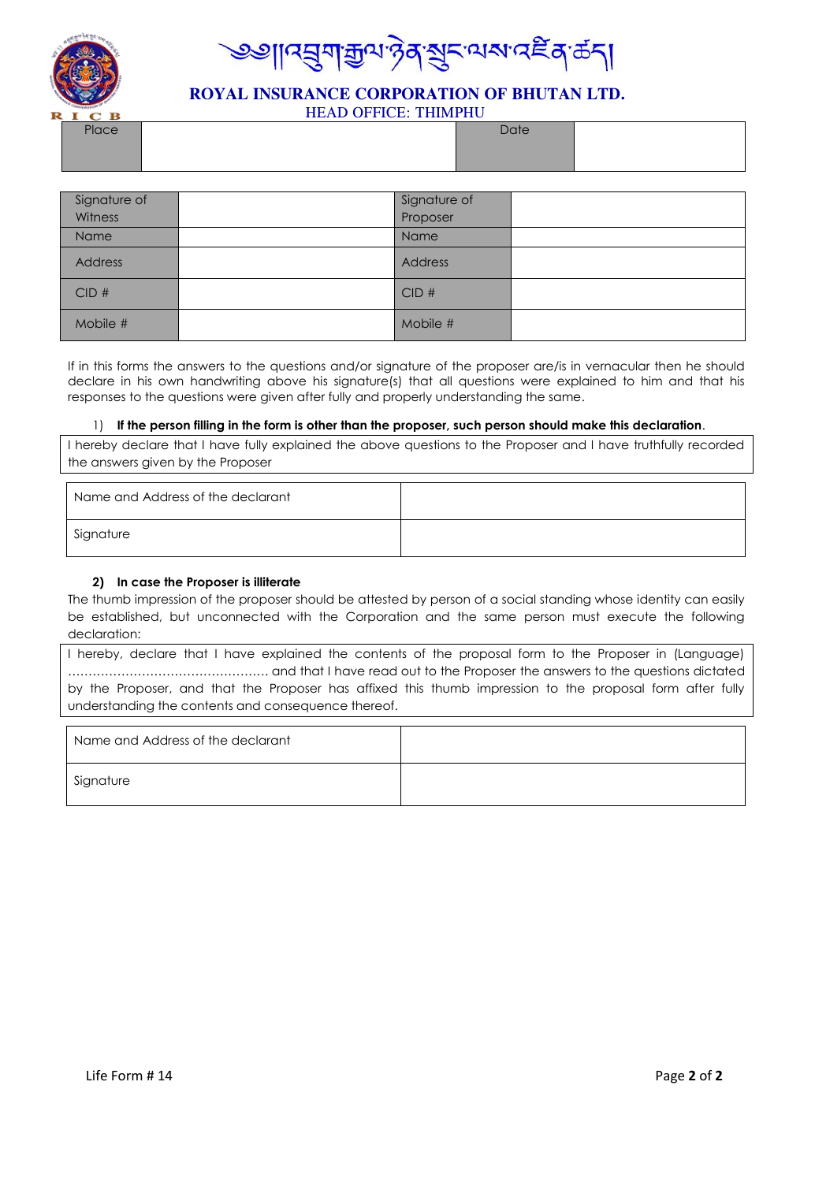# ༄༅།།འབྲུག་རྒྱལ་ཉེན་སྲུང་ལས་འཛིན་ཚད།

## ROYAL INSURANCE CORPORATION OF BHUTAN LTD.

HEAD OFFICE: THIMPHU

| | | | |
|---|---|---|---|
| Place | | Date | |

| | | | |
|---|---|---|---|
| Signature of Witness | | Signature of Proposer | |
| Name | | Name | |
| Address | | Address | |
| CID # | | CID # | |
| Mobile # | | Mobile # | |

If in this forms the answers to the questions and/or signature of the proposer are/is in vernacular then he should declare in his own handwriting above his signature(s) that all questions were explained to him and that his responses to the questions were given after fully and properly understanding the same.

1) **If the person filling in the form is other than the proposer, such person should make this declaration**.

I hereby declare that I have fully explained the above questions to the Proposer and I have truthfully recorded the answers given by the Proposer

| | |
|---|---|
| Name and Address of the declarant | |
| Signature | |

**2) In case the Proposer is illiterate**

The thumb impression of the proposer should be attested by person of a social standing whose identity can easily be established, but unconnected with the Corporation and the same person must execute the following declaration:

I hereby, declare that I have explained the contents of the proposal form to the Proposer in (Language) ………………………………………… and that I have read out to the Proposer the answers to the questions dictated by the Proposer, and that the Proposer has affixed this thumb impression to the proposal form after fully understanding the contents and consequence thereof.

| | |
|---|---|
| Name and Address of the declarant | |
| Signature | |

Life Form # 14